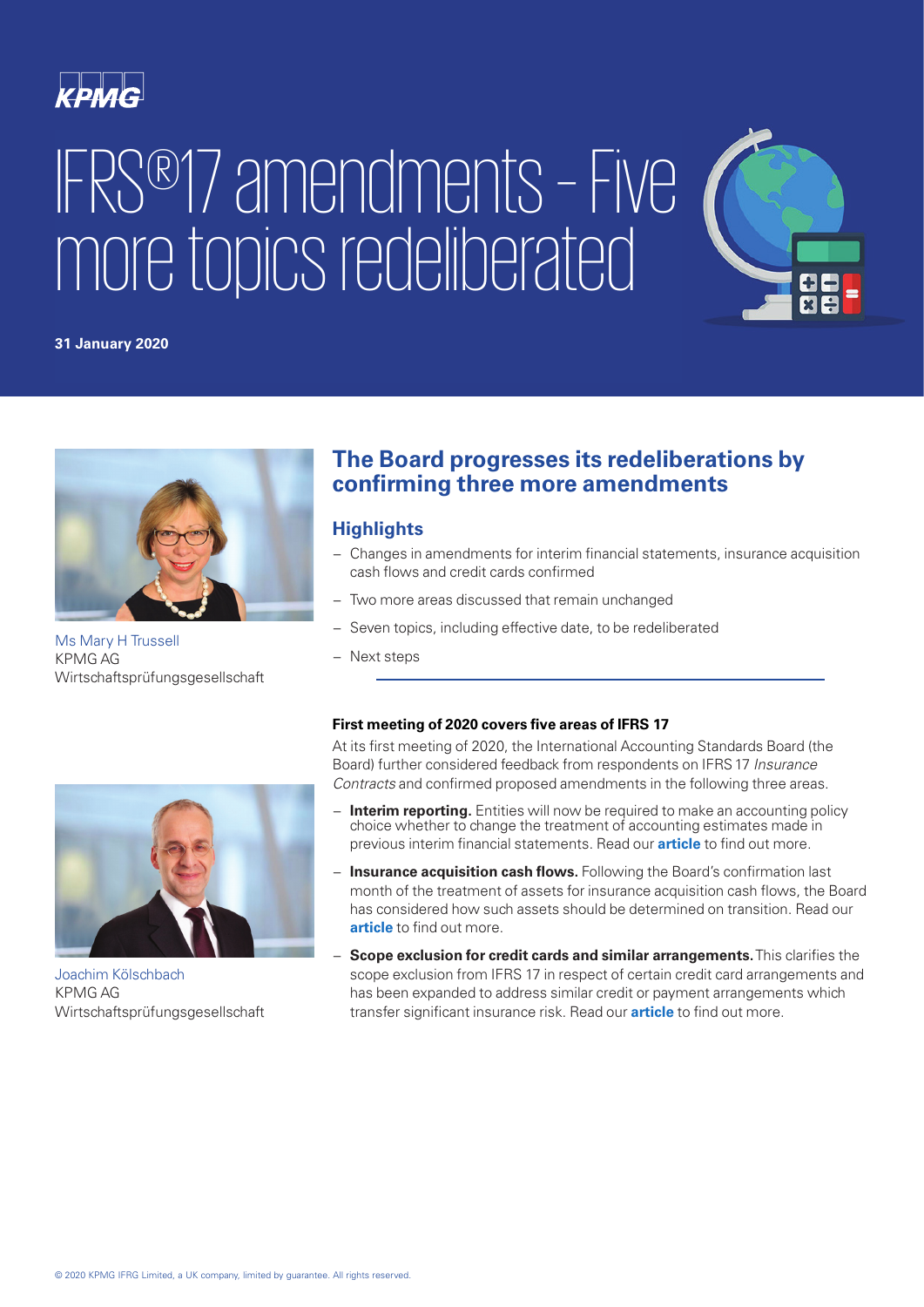KPMG

# IFRS®17 amendments – Five more topics redeliberated

**31 January 2020**

Ms Mary H Trussell
KPMG AG
Wirtschaftsprüfungsgesellschaft

Joachim Kölschbach
KPMG AG
Wirtschaftsprüfungsgesellschaft

## The Board progresses its redeliberations by confirming three more amendments

### Highlights

- Changes in amendments for interim financial statements, insurance acquisition cash flows and credit cards confirmed
- Two more areas discussed that remain unchanged
- Seven topics, including effective date, to be redeliberated
- Next steps

**First meeting of 2020 covers five areas of IFRS 17**

At its first meeting of 2020, the International Accounting Standards Board (the Board) further considered feedback from respondents on IFRS 17 *Insurance Contracts* and confirmed proposed amendments in the following three areas.

- **Interim reporting.** Entities will now be required to make an accounting policy choice whether to change the treatment of accounting estimates made in previous interim financial statements. Read our **article** to find out more.
- **Insurance acquisition cash flows.** Following the Board's confirmation last month of the treatment of assets for insurance acquisition cash flows, the Board has considered how such assets should be determined on transition. Read our **article** to find out more.
- **Scope exclusion for credit cards and similar arrangements.** This clarifies the scope exclusion from IFRS 17 in respect of certain credit card arrangements and has been expanded to address similar credit or payment arrangements which transfer significant insurance risk. Read our **article** to find out more.

© 2020 KPMG IFRG Limited, a UK company, limited by guarantee. All rights reserved.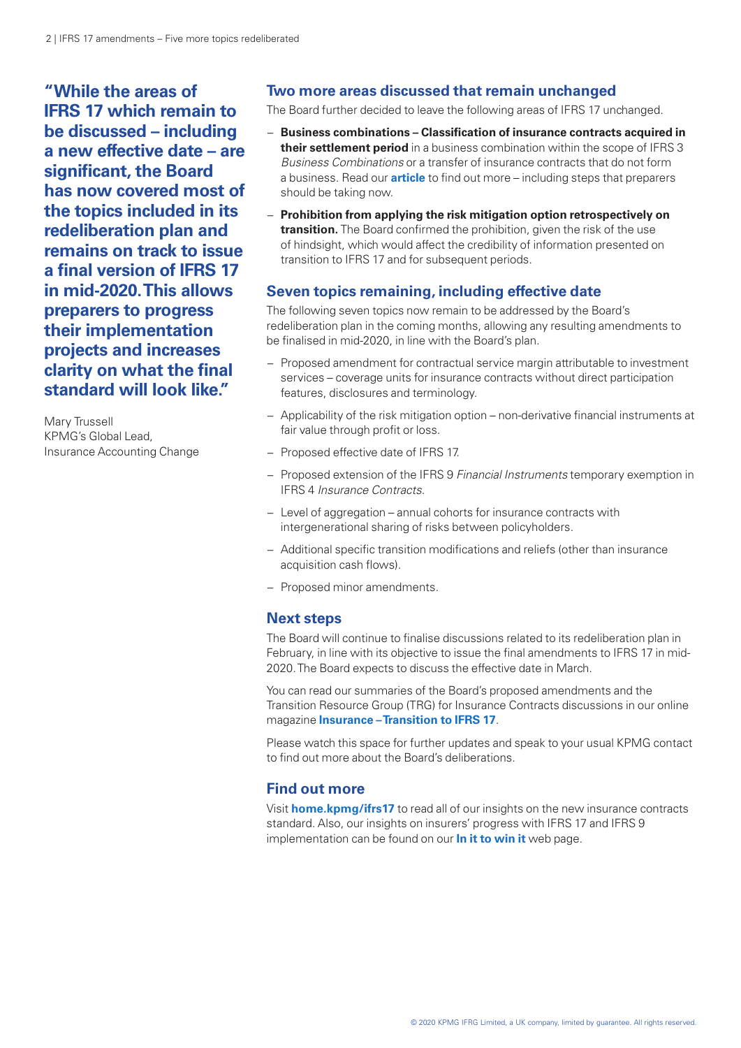**"While the areas of IFRS 17 which remain to be discussed – including a new effective date – are significant, the Board has now covered most of the topics included in its redeliberation plan and remains on track to issue a final version of IFRS 17 in mid-2020. This allows preparers to progress their implementation projects and increases clarity on what the final standard will look like."**

Mary Trussell
KPMG's Global Lead,
Insurance Accounting Change

## Two more areas discussed that remain unchanged

The Board further decided to leave the following areas of IFRS 17 unchanged.

- **Business combinations – Classification of insurance contracts acquired in their settlement period** in a business combination within the scope of IFRS 3 *Business Combinations* or a transfer of insurance contracts that do not form a business. Read our **article** to find out more – including steps that preparers should be taking now.
- **Prohibition from applying the risk mitigation option retrospectively on transition.** The Board confirmed the prohibition, given the risk of the use of hindsight, which would affect the credibility of information presented on transition to IFRS 17 and for subsequent periods.

## Seven topics remaining, including effective date

The following seven topics now remain to be addressed by the Board's redeliberation plan in the coming months, allowing any resulting amendments to be finalised in mid-2020, in line with the Board's plan.

- Proposed amendment for contractual service margin attributable to investment services – coverage units for insurance contracts without direct participation features, disclosures and terminology.
- Applicability of the risk mitigation option – non-derivative financial instruments at fair value through profit or loss.
- Proposed effective date of IFRS 17.
- Proposed extension of the IFRS 9 *Financial Instruments* temporary exemption in IFRS 4 *Insurance Contracts*.
- Level of aggregation – annual cohorts for insurance contracts with intergenerational sharing of risks between policyholders.
- Additional specific transition modifications and reliefs (other than insurance acquisition cash flows).
- Proposed minor amendments.

## Next steps

The Board will continue to finalise discussions related to its redeliberation plan in February, in line with its objective to issue the final amendments to IFRS 17 in mid-2020. The Board expects to discuss the effective date in March.

You can read our summaries of the Board's proposed amendments and the Transition Resource Group (TRG) for Insurance Contracts discussions in our online magazine **Insurance – Transition to IFRS 17**.

Please watch this space for further updates and speak to your usual KPMG contact to find out more about the Board's deliberations.

## Find out more

Visit **home.kpmg/ifrs17** to read all of our insights on the new insurance contracts standard. Also, our insights on insurers' progress with IFRS 17 and IFRS 9 implementation can be found on our **In it to win it** web page.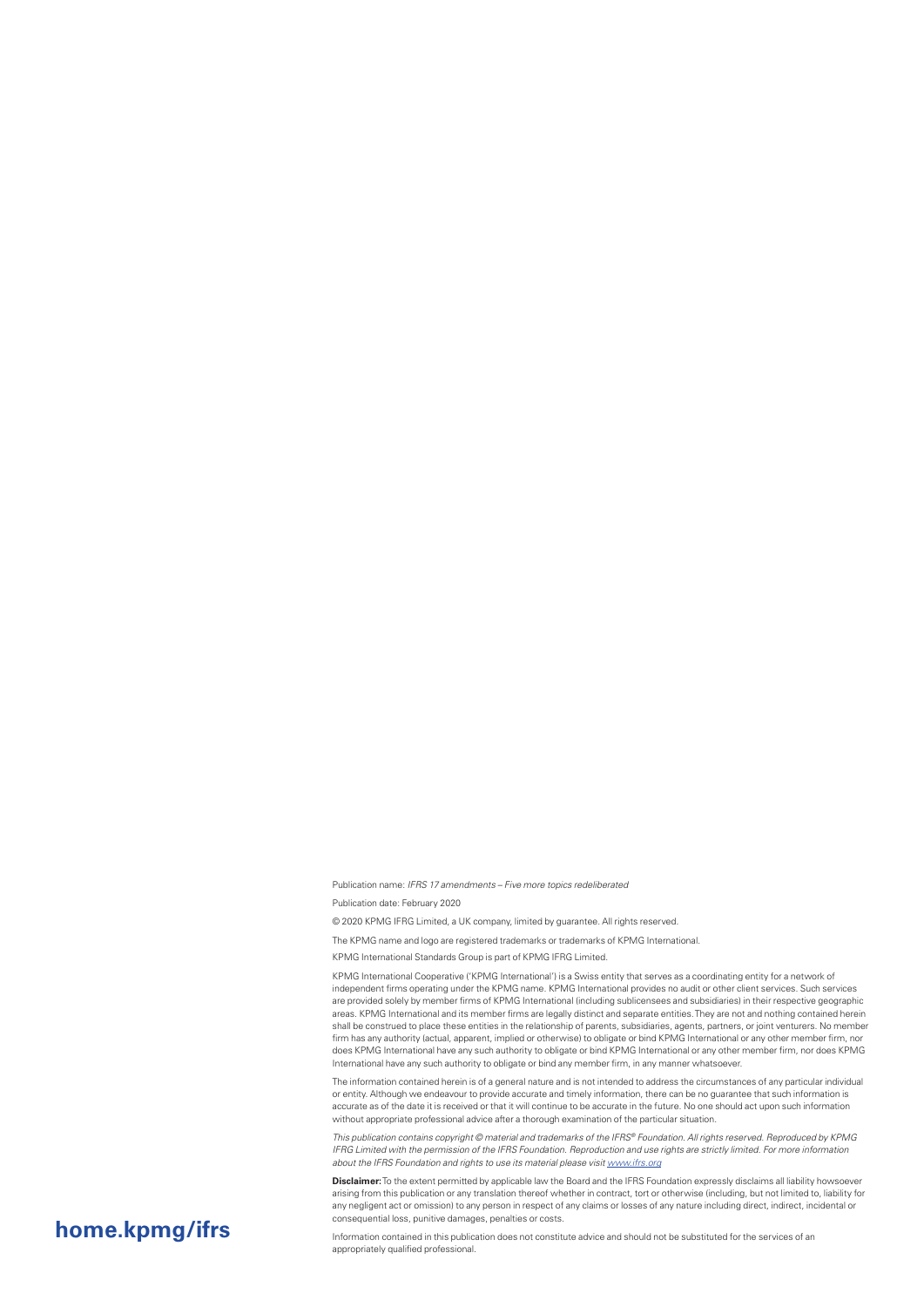Publication name: *IFRS 17 amendments – Five more topics redeliberated*

Publication date: February 2020

© 2020 KPMG IFRG Limited, a UK company, limited by guarantee. All rights reserved.

The KPMG name and logo are registered trademarks or trademarks of KPMG International.

KPMG International Standards Group is part of KPMG IFRG Limited.

KPMG International Cooperative ('KPMG International') is a Swiss entity that serves as a coordinating entity for a network of independent firms operating under the KPMG name. KPMG International provides no audit or other client services. Such services are provided solely by member firms of KPMG International (including sublicensees and subsidiaries) in their respective geographic areas. KPMG International and its member firms are legally distinct and separate entities. They are not and nothing contained herein shall be construed to place these entities in the relationship of parents, subsidiaries, agents, partners, or joint venturers. No member firm has any authority (actual, apparent, implied or otherwise) to obligate or bind KPMG International or any other member firm, nor does KPMG International have any such authority to obligate or bind KPMG International or any other member firm, nor does KPMG International have any such authority to obligate or bind any member firm, in any manner whatsoever.

The information contained herein is of a general nature and is not intended to address the circumstances of any particular individual or entity. Although we endeavour to provide accurate and timely information, there can be no guarantee that such information is accurate as of the date it is received or that it will continue to be accurate in the future. No one should act upon such information without appropriate professional advice after a thorough examination of the particular situation.

*This publication contains copyright © material and trademarks of the IFRS® Foundation. All rights reserved. Reproduced by KPMG IFRG Limited with the permission of the IFRS Foundation. Reproduction and use rights are strictly limited. For more information about the IFRS Foundation and rights to use its material please visit www.ifrs.org*

**Disclaimer:** To the extent permitted by applicable law the Board and the IFRS Foundation expressly disclaims all liability howsoever arising from this publication or any translation thereof whether in contract, tort or otherwise (including, but not limited to, liability for any negligent act or omission) to any person in respect of any claims or losses of any nature including direct, indirect, incidental or consequential loss, punitive damages, penalties or costs.

Information contained in this publication does not constitute advice and should not be substituted for the services of an appropriately qualified professional.

**home.kpmg/ifrs**